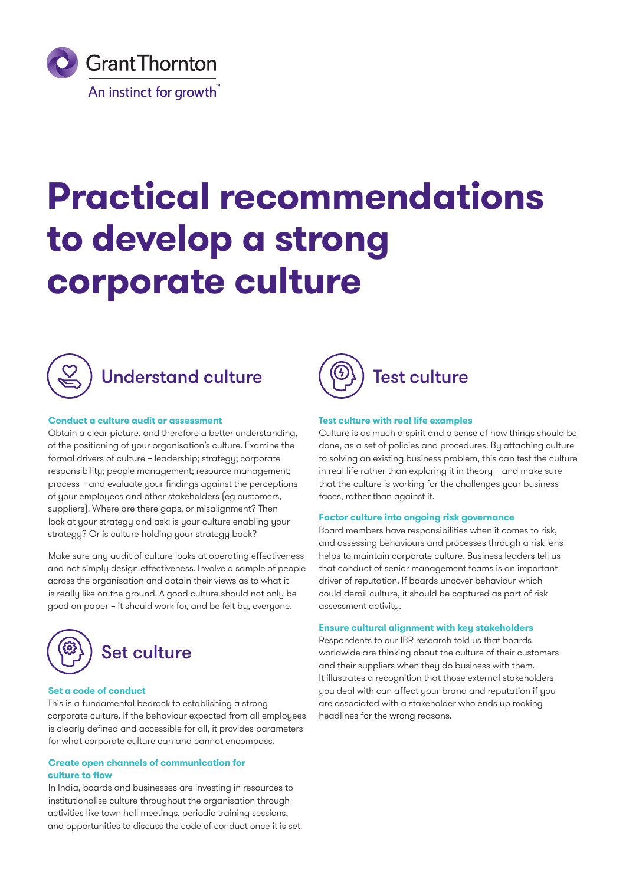Grant Thornton

An instinct for growth™

# Practical recommendations to develop a strong corporate culture

## Understand culture

### Conduct a culture audit or assessment

Obtain a clear picture, and therefore a better understanding, of the positioning of your organisation's culture. Examine the formal drivers of culture – leadership; strategy; corporate responsibility; people management; resource management; process – and evaluate your findings against the perceptions of your employees and other stakeholders (eg customers, suppliers). Where are there gaps, or misalignment? Then look at your strategy and ask: is your culture enabling your strategy? Or is culture holding your strategy back?

Make sure any audit of culture looks at operating effectiveness and not simply design effectiveness. Involve a sample of people across the organisation and obtain their views as to what it is really like on the ground. A good culture should not only be good on paper – it should work for, and be felt by, everyone.

## Set culture

### Set a code of conduct

This is a fundamental bedrock to establishing a strong corporate culture. If the behaviour expected from all employees is clearly defined and accessible for all, it provides parameters for what corporate culture can and cannot encompass.

### Create open channels of communication for culture to flow

In India, boards and businesses are investing in resources to institutionalise culture throughout the organisation through activities like town hall meetings, periodic training sessions, and opportunities to discuss the code of conduct once it is set.

## Test culture

### Test culture with real life examples

Culture is as much a spirit and a sense of how things should be done, as a set of policies and procedures. By attaching culture to solving an existing business problem, this can test the culture in real life rather than exploring it in theory – and make sure that the culture is working for the challenges your business faces, rather than against it.

### Factor culture into ongoing risk governance

Board members have responsibilities when it comes to risk, and assessing behaviours and processes through a risk lens helps to maintain corporate culture. Business leaders tell us that conduct of senior management teams is an important driver of reputation. If boards uncover behaviour which could derail culture, it should be captured as part of risk assessment activity.

### Ensure cultural alignment with key stakeholders

Respondents to our IBR research told us that boards worldwide are thinking about the culture of their customers and their suppliers when they do business with them. It illustrates a recognition that those external stakeholders you deal with can affect your brand and reputation if you are associated with a stakeholder who ends up making headlines for the wrong reasons.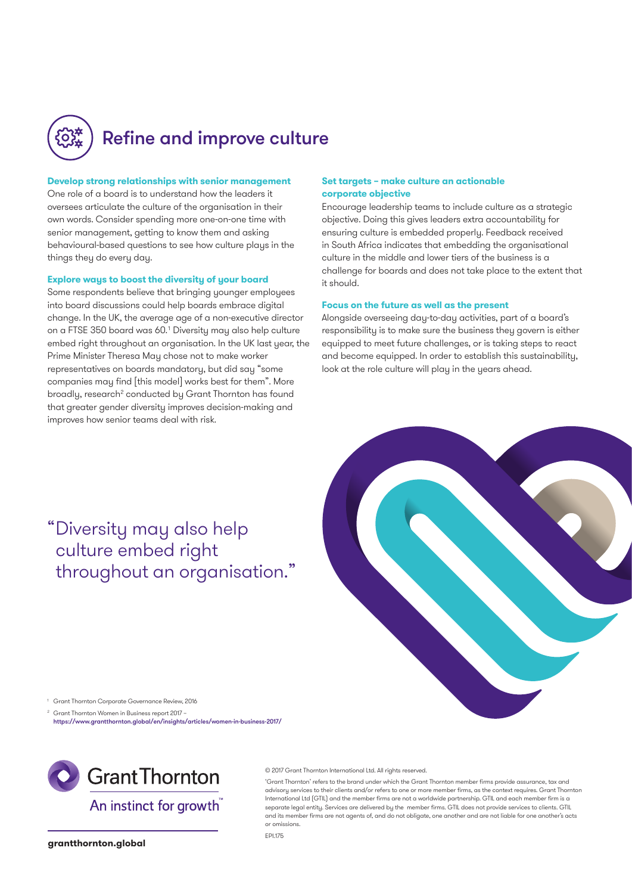## Refine and improve culture

### Develop strong relationships with senior management

One role of a board is to understand how the leaders it oversees articulate the culture of the organisation in their own words. Consider spending more one-on-one time with senior management, getting to know them and asking behavioural-based questions to see how culture plays in the things they do every day.

### Explore ways to boost the diversity of your board

Some respondents believe that bringing younger employees into board discussions could help boards embrace digital change. In the UK, the average age of a non-executive director on a FTSE 350 board was 60.[1] Diversity may also help culture embed right throughout an organisation. In the UK last year, the Prime Minister Theresa May chose not to make worker representatives on boards mandatory, but did say "some companies may find [this model] works best for them". More broadly, research[2] conducted by Grant Thornton has found that greater gender diversity improves decision-making and improves how senior teams deal with risk.

### Set targets – make culture an actionable corporate objective

Encourage leadership teams to include culture as a strategic objective. Doing this gives leaders extra accountability for ensuring culture is embedded properly. Feedback received in South Africa indicates that embedding the organisational culture in the middle and lower tiers of the business is a challenge for boards and does not take place to the extent that it should.

### Focus on the future as well as the present

Alongside overseeing day-to-day activities, part of a board's responsibility is to make sure the business they govern is either equipped to meet future challenges, or is taking steps to react and become equipped. In order to establish this sustainability, look at the role culture will play in the years ahead.

> "Diversity may also help culture embed right throughout an organisation."

[1] Grant Thornton Corporate Governance Review, 2016

[2] Grant Thornton Women in Business report 2017 – https://www.grantthornton.global/en/insights/articles/women-in-business-2017/

Grant Thornton
An instinct for growth™

© 2017 Grant Thornton International Ltd. All rights reserved.

'Grant Thornton' refers to the brand under which the Grant Thornton member firms provide assurance, tax and advisory services to their clients and/or refers to one or more member firms, as the context requires. Grant Thornton International Ltd (GTIL) and the member firms are not a worldwide partnership. GTIL and each member firm is a separate legal entity. Services are delivered by the member firms. GTIL does not provide services to clients. GTIL and its member firms are not agents of, and do not obligate, one another and are not liable for one another's acts or omissions.

EPI.175

**grantthornton.global**